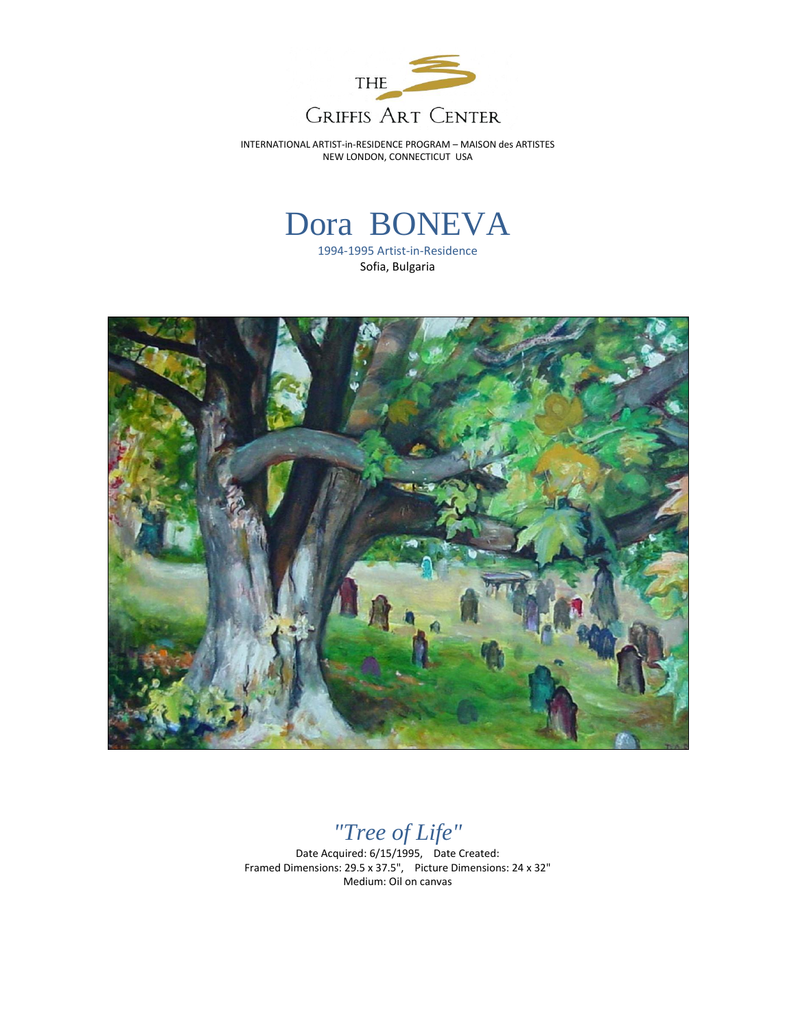THE
GRIFFIS ART CENTER

INTERNATIONAL ARTIST-in-RESIDENCE PROGRAM – MAISON des ARTISTES
NEW LONDON, CONNECTICUT USA

# Dora BONEVA

1994-1995 Artist-in-Residence
Sofia, Bulgaria

## *"Tree of Life"*

Date Acquired: 6/15/1995, Date Created:
Framed Dimensions: 29.5 x 37.5", Picture Dimensions: 24 x 32"
Medium: Oil on canvas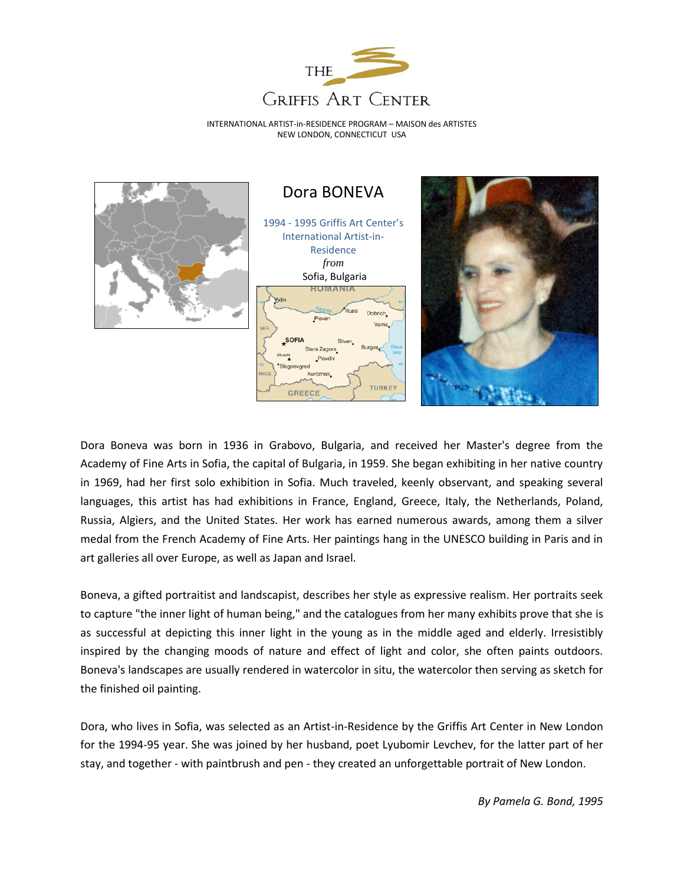THE

GRIFFIS ART CENTER

INTERNATIONAL ARTIST-in-RESIDENCE PROGRAM – MAISON des ARTISTES
NEW LONDON, CONNECTICUT USA

# Dora BONEVA

1994 - 1995 Griffis Art Center's International Artist-in-Residence
*from*
Sofia, Bulgaria

Dora Boneva was born in 1936 in Grabovo, Bulgaria, and received her Master's degree from the Academy of Fine Arts in Sofia, the capital of Bulgaria, in 1959. She began exhibiting in her native country in 1969, had her first solo exhibition in Sofia. Much traveled, keenly observant, and speaking several languages, this artist has had exhibitions in France, England, Greece, Italy, the Netherlands, Poland, Russia, Algiers, and the United States. Her work has earned numerous awards, among them a silver medal from the French Academy of Fine Arts. Her paintings hang in the UNESCO building in Paris and in art galleries all over Europe, as well as Japan and Israel.

Boneva, a gifted portraitist and landscapist, describes her style as expressive realism. Her portraits seek to capture "the inner light of human being," and the catalogues from her many exhibits prove that she is as successful at depicting this inner light in the young as in the middle aged and elderly. Irresistibly inspired by the changing moods of nature and effect of light and color, she often paints outdoors. Boneva's landscapes are usually rendered in watercolor in situ, the watercolor then serving as sketch for the finished oil painting.

Dora, who lives in Sofia, was selected as an Artist-in-Residence by the Griffis Art Center in New London for the 1994-95 year. She was joined by her husband, poet Lyubomir Levchev, for the latter part of her stay, and together - with paintbrush and pen - they created an unforgettable portrait of New London.

*By Pamela G. Bond, 1995*